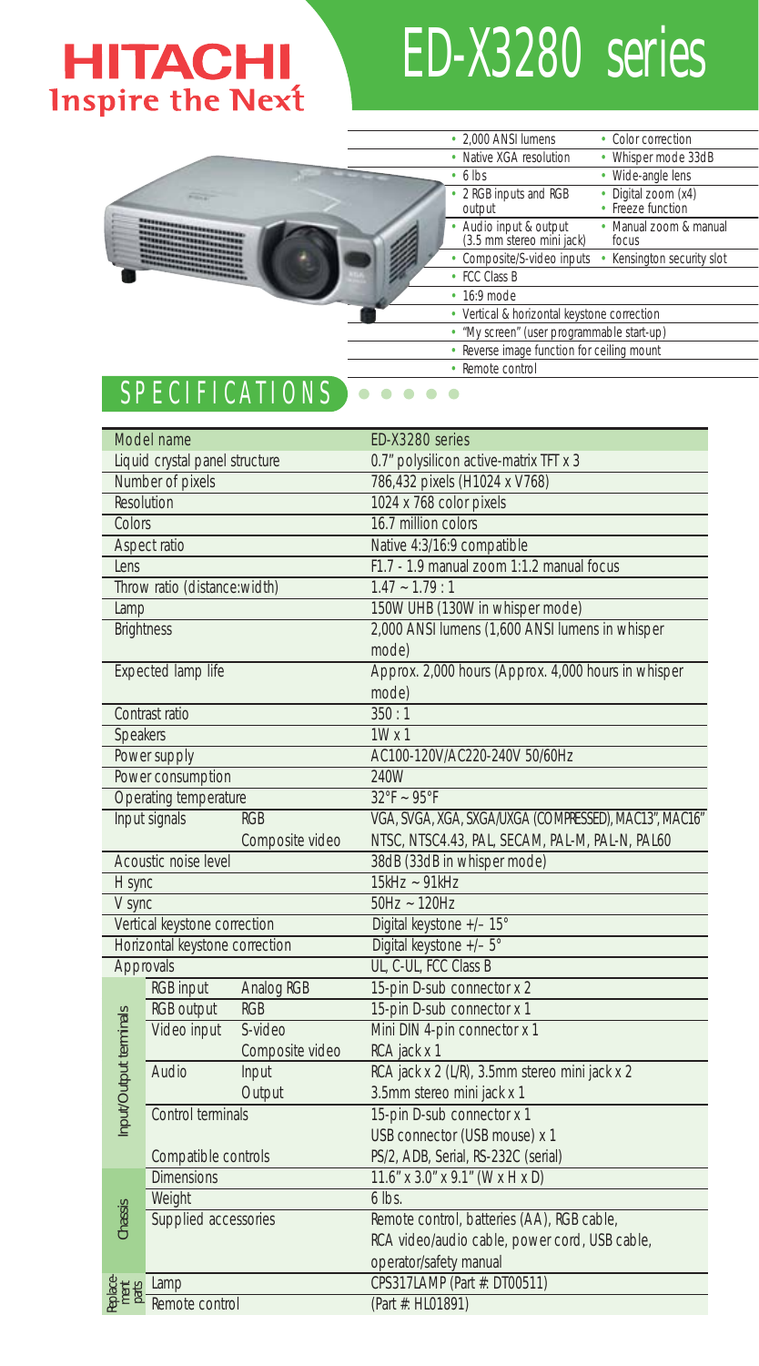# HITACHI

Inspire the Next

# ED-X3280 series

| | |
|---|---|
| • 2,000 ANSI lumens | • Color correction |
| • Native XGA resolution | • Whisper mode 33dB |
| • 6 lbs | • Wide-angle lens |
| • 2 RGB inputs and RGB output | • Digital zoom (x4) • Freeze function |
| • Audio input & output (3.5 mm stereo mini jack) | • Manual zoom & manual focus |
| • Composite/S-video inputs | • Kensington security slot |
| • FCC Class B | |
| • 16:9 mode | |
| • Vertical & horizontal keystone correction | |
| • "My screen" (user programmable start-up) | |
| • Reverse image function for ceiling mount | |
| • Remote control | |

## SPECIFICATIONS

| | | | |
|---|---|---|---|
| Model name | | | ED-X3280 series |
| Liquid crystal panel structure | | | 0.7" polysilicon active-matrix TFT x 3 |
| Number of pixels | | | 786,432 pixels (H1024 x V768) |
| Resolution | | | 1024 x 768 color pixels |
| Colors | | | 16.7 million colors |
| Aspect ratio | | | Native 4:3/16:9 compatible |
| Lens | | | F1.7 - 1.9 manual zoom 1:1.2 manual focus |
| Throw ratio (distance:width) | | | 1.47 ~ 1.79 : 1 |
| Lamp | | | 150W UHB (130W in whisper mode) |
| Brightness | | | 2,000 ANSI lumens (1,600 ANSI lumens in whisper mode) |
| Expected lamp life | | | Approx. 2,000 hours (Approx. 4,000 hours in whisper mode) |
| Contrast ratio | | | 350 : 1 |
| Speakers | | | 1W x 1 |
| Power supply | | | AC100-120V/AC220-240V 50/60Hz |
| Power consumption | | | 240W |
| Operating temperature | | | 32°F ~ 95°F |
| Input signals | | RGB | VGA, SVGA, XGA, SXGA/UXGA (COMPRESSED), MAC13", MAC16" |
| | | Composite video | NTSC, NTSC4.43, PAL, SECAM, PAL-M, PAL-N, PAL60 |
| Acoustic noise level | | | 38dB (33dB in whisper mode) |
| H sync | | | 15kHz ~ 91kHz |
| V sync | | | 50Hz ~ 120Hz |
| Vertical keystone correction | | | Digital keystone +/– 15° |
| Horizontal keystone correction | | | Digital keystone +/– 5° |
| Approvals | | | UL, C-UL, FCC Class B |
| Input/Output terminals | RGB input | Analog RGB | 15-pin D-sub connector x 2 |
| | RGB output | RGB | 15-pin D-sub connector x 1 |
| | Video input | S-video | Mini DIN 4-pin connector x 1 |
| | | Composite video | RCA jack x 1 |
| | Audio | Input | RCA jack x 2 (L/R), 3.5mm stereo mini jack x 2 |
| | | Output | 3.5mm stereo mini jack x 1 |
| | Control terminals | | 15-pin D-sub connector x 1<br>USB connector (USB mouse) x 1 |
| | Compatible controls | | PS/2, ADB, Serial, RS-232C (serial) |
| Chassis | Dimensions | | 11.6" x 3.0" x 9.1" (W x H x D) |
| | Weight | | 6 lbs. |
| | Supplied accessories | | Remote control, batteries (AA), RGB cable, RCA video/audio cable, power cord, USB cable, operator/safety manual |
| Replacement parts | Lamp | | CPS317LAMP (Part #: DT00511) |
| | Remote control | | (Part #: HL01891) |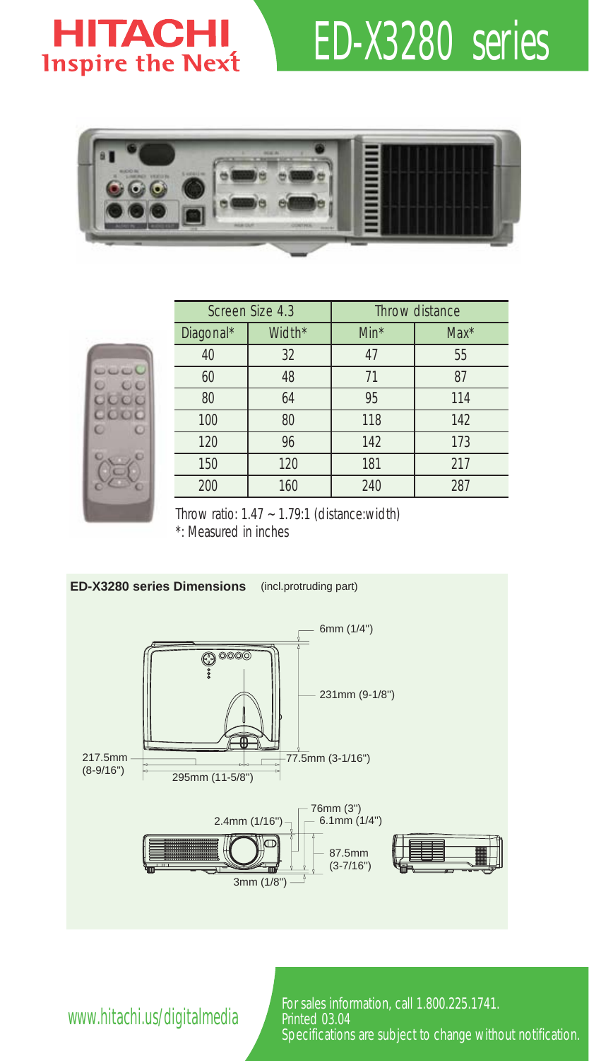# HITACHI
Inspire the Next

# ED-X3280 series

| Screen Size 4.3 | | Throw distance | |
|---|---|---|---|
| Diagonal* | Width* | Min* | Max* |
| 40 | 32 | 47 | 55 |
| 60 | 48 | 71 | 87 |
| 80 | 64 | 95 | 114 |
| 100 | 80 | 118 | 142 |
| 120 | 96 | 142 | 173 |
| 150 | 120 | 181 | 217 |
| 200 | 160 | 240 | 287 |

Throw ratio: 1.47 ~ 1.79:1 (distance:width)
*: Measured in inches

**ED-X3280 series Dimensions** (incl.protruding part)

6mm (1/4")
231mm (9-1/8")
217.5mm (8-9/16")
77.5mm (3-1/16")
295mm (11-5/8")
76mm (3")
2.4mm (1/16")
6.1mm (1/4")
87.5mm (3-7/16")
3mm (1/8")

www.hitachi.us/digitalmedia

For sales information, call 1.800.225.1741.
Printed 03.04
Specifications are subject to change without notification.